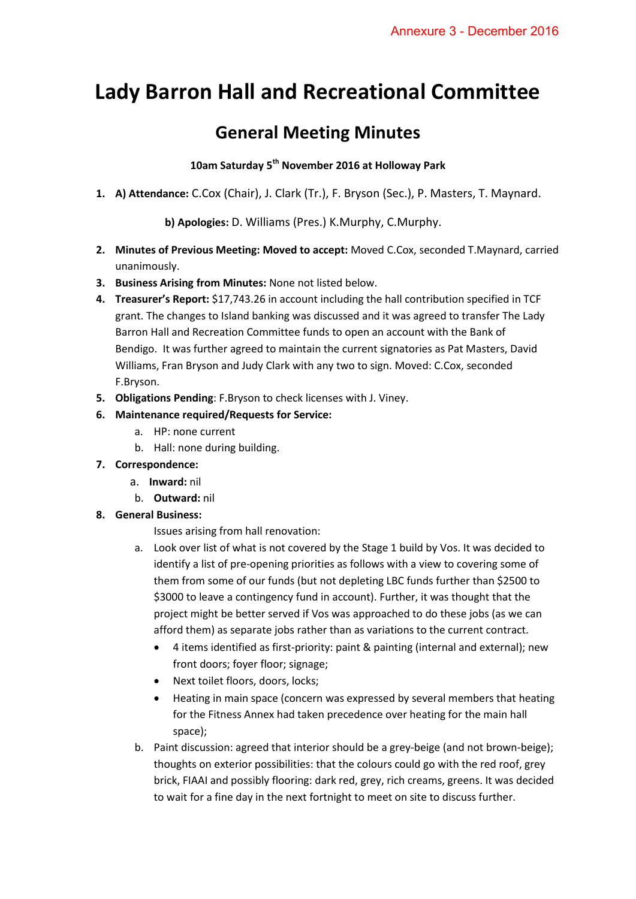Annexure 3 - December 2016

# Lady Barron Hall and Recreational Committee

## General Meeting Minutes

**10am Saturday 5th November 2016 at Holloway Park**

1. **A) Attendance:** C.Cox (Chair), J. Clark (Tr.), F. Bryson (Sec.), P. Masters, T. Maynard.

   **b) Apologies:** D. Williams (Pres.) K.Murphy, C.Murphy.

2. **Minutes of Previous Meeting: Moved to accept:** Moved C.Cox, seconded T.Maynard, carried unanimously.
3. **Business Arising from Minutes:** None not listed below.
4. **Treasurer's Report:** $17,743.26 in account including the hall contribution specified in TCF grant. The changes to Island banking was discussed and it was agreed to transfer The Lady Barron Hall and Recreation Committee funds to open an account with the Bank of Bendigo. It was further agreed to maintain the current signatories as Pat Masters, David Williams, Fran Bryson and Judy Clark with any two to sign. Moved: C.Cox, seconded F.Bryson.
5. **Obligations Pending**: F.Bryson to check licenses with J. Viney.
6. **Maintenance required/Requests for Service:**
   a. HP: none current
   b. Hall: none during building.
7. **Correspondence:**
   a. **Inward:** nil
   b. **Outward:** nil
8. **General Business:**

   Issues arising from hall renovation:

   a. Look over list of what is not covered by the Stage 1 build by Vos. It was decided to identify a list of pre-opening priorities as follows with a view to covering some of them from some of our funds (but not depleting LBC funds further than $2500 to $3000 to leave a contingency fund in account). Further, it was thought that the project might be better served if Vos was approached to do these jobs (as we can afford them) as separate jobs rather than as variations to the current contract.
      - 4 items identified as first-priority: paint & painting (internal and external); new front doors; foyer floor; signage;
      - Next toilet floors, doors, locks;
      - Heating in main space (concern was expressed by several members that heating for the Fitness Annex had taken precedence over heating for the main hall space);
   b. Paint discussion: agreed that interior should be a grey-beige (and not brown-beige); thoughts on exterior possibilities: that the colours could go with the red roof, grey brick, FIAAI and possibly flooring: dark red, grey, rich creams, greens. It was decided to wait for a fine day in the next fortnight to meet on site to discuss further.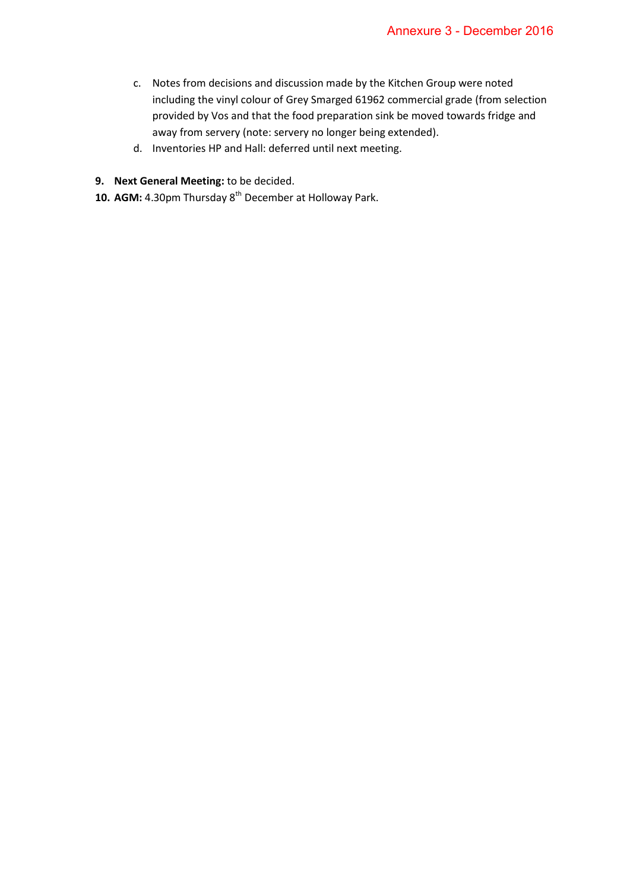c. Notes from decisions and discussion made by the Kitchen Group were noted including the vinyl colour of Grey Smarged 61962 commercial grade (from selection provided by Vos and that the food preparation sink be moved towards fridge and away from servery (note: servery no longer being extended).

d. Inventories HP and Hall: deferred until next meeting.

9. **Next General Meeting:** to be decided.

10. **AGM:** 4.30pm Thursday 8th December at Holloway Park.